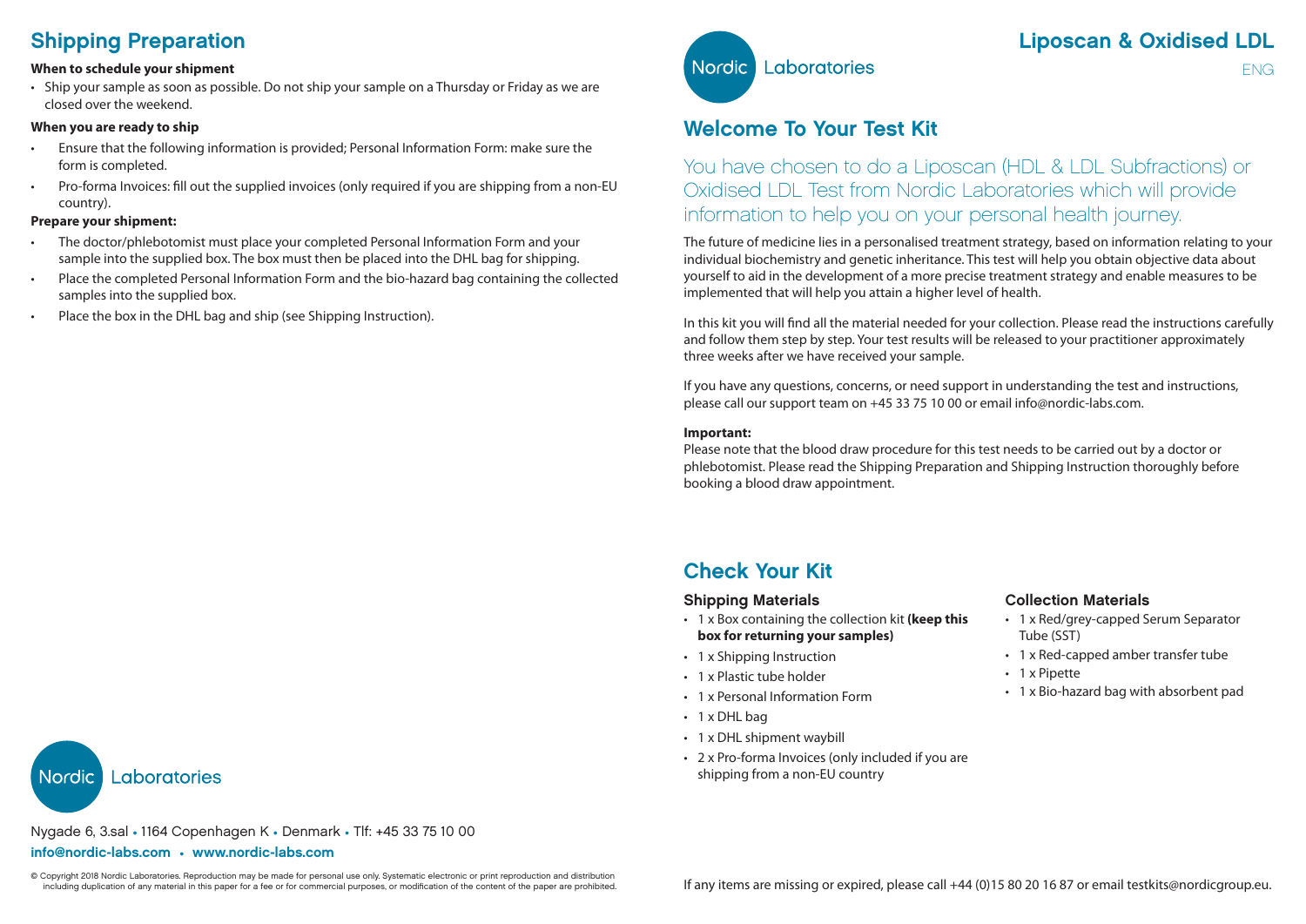## Shipping Preparation

**When to schedule your shipment**

- Ship your sample as soon as possible. Do not ship your sample on a Thursday or Friday as we are closed over the weekend.

**When you are ready to ship**

- Ensure that the following information is provided; Personal Information Form: make sure the form is completed.
- Pro-forma Invoices: fill out the supplied invoices (only required if you are shipping from a non-EU country).

**Prepare your shipment:**

- The doctor/phlebotomist must place your completed Personal Information Form and your sample into the supplied box. The box must then be placed into the DHL bag for shipping.
- Place the completed Personal Information Form and the bio-hazard bag containing the collected samples into the supplied box.
- Place the box in the DHL bag and ship (see Shipping Instruction).

Nordic Laboratories

Nygade 6, 3.sal • 1164 Copenhagen K • Denmark • Tlf: +45 33 75 10 00

**info@nordic-labs.com • www.nordic-labs.com**

© Copyright 2018 Nordic Laboratories. Reproduction may be made for personal use only. Systematic electronic or print reproduction and distribution including duplication of any material in this paper for a fee or for commercial purposes, or modification of the content of the paper are prohibited.

Nordic Laboratories

# Liposcan & Oxidised LDL

ENG

## Welcome To Your Test Kit

You have chosen to do a Liposcan (HDL & LDL Subfractions) or Oxidised LDL Test from Nordic Laboratories which will provide information to help you on your personal health journey.

The future of medicine lies in a personalised treatment strategy, based on information relating to your individual biochemistry and genetic inheritance. This test will help you obtain objective data about yourself to aid in the development of a more precise treatment strategy and enable measures to be implemented that will help you attain a higher level of health.

In this kit you will find all the material needed for your collection. Please read the instructions carefully and follow them step by step. Your test results will be released to your practitioner approximately three weeks after we have received your sample.

If you have any questions, concerns, or need support in understanding the test and instructions, please call our support team on +45 33 75 10 00 or email info@nordic-labs.com.

**Important:**
Please note that the blood draw procedure for this test needs to be carried out by a doctor or phlebotomist. Please read the Shipping Preparation and Shipping Instruction thoroughly before booking a blood draw appointment.

## Check Your Kit

### Shipping Materials

- 1 x Box containing the collection kit **(keep this box for returning your samples)**
- 1 x Shipping Instruction
- 1 x Plastic tube holder
- 1 x Personal Information Form
- 1 x DHL bag
- 1 x DHL shipment waybill
- 2 x Pro-forma Invoices (only included if you are shipping from a non-EU country

### Collection Materials

- 1 x Red/grey-capped Serum Separator Tube (SST)
- 1 x Red-capped amber transfer tube
- 1 x Pipette
- 1 x Bio-hazard bag with absorbent pad

If any items are missing or expired, please call +44 (0)15 80 20 16 87 or email testkits@nordicgroup.eu.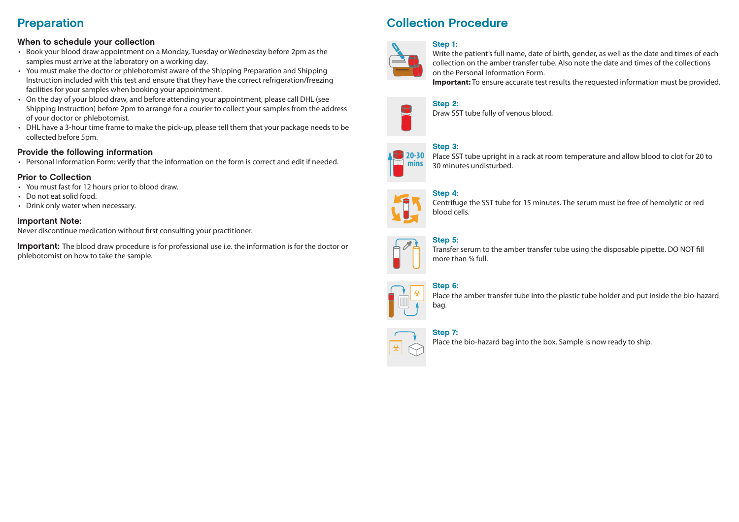## Preparation

### When to schedule your collection

- Book your blood draw appointment on a Monday, Tuesday or Wednesday before 2pm as the samples must arrive at the laboratory on a working day.
- You must make the doctor or phlebotomist aware of the Shipping Preparation and Shipping Instruction included with this test and ensure that they have the correct refrigeration/freezing facilities for your samples when booking your appointment.
- On the day of your blood draw, and before attending your appointment, please call DHL (see Shipping Instruction) before 2pm to arrange for a courier to collect your samples from the address of your doctor or phlebotomist.
- DHL have a 3-hour time frame to make the pick-up, please tell them that your package needs to be collected before 5pm.

### Provide the following information

- Personal Information Form: verify that the information on the form is correct and edit if needed.

### Prior to Collection

- You must fast for 12 hours prior to blood draw.
- Do not eat solid food.
- Drink only water when necessary.

### Important Note:

Never discontinue medication without first consulting your practitioner.

**Important:** The blood draw procedure is for professional use i.e. the information is for the doctor or phlebotomist on how to take the sample.

## Collection Procedure

**Step 1:**
Write the patient's full name, date of birth, gender, as well as the date and times of each collection on the amber transfer tube. Also note the date and times of the collections on the Personal Information Form.
**Important:** To ensure accurate test results the requested information must be provided.

**Step 2:**
Draw SST tube fully of venous blood.

**Step 3:**
Place SST tube upright in a rack at room temperature and allow blood to clot for 20 to 30 minutes undisturbed.

**Step 4:**
Centrifuge the SST tube for 15 minutes. The serum must be free of hemolytic or red blood cells.

**Step 5:**
Transfer serum to the amber transfer tube using the disposable pipette. DO NOT fill more than ¾ full.

**Step 6:**
Place the amber transfer tube into the plastic tube holder and put inside the bio-hazard bag.

**Step 7:**
Place the bio-hazard bag into the box. Sample is now ready to ship.